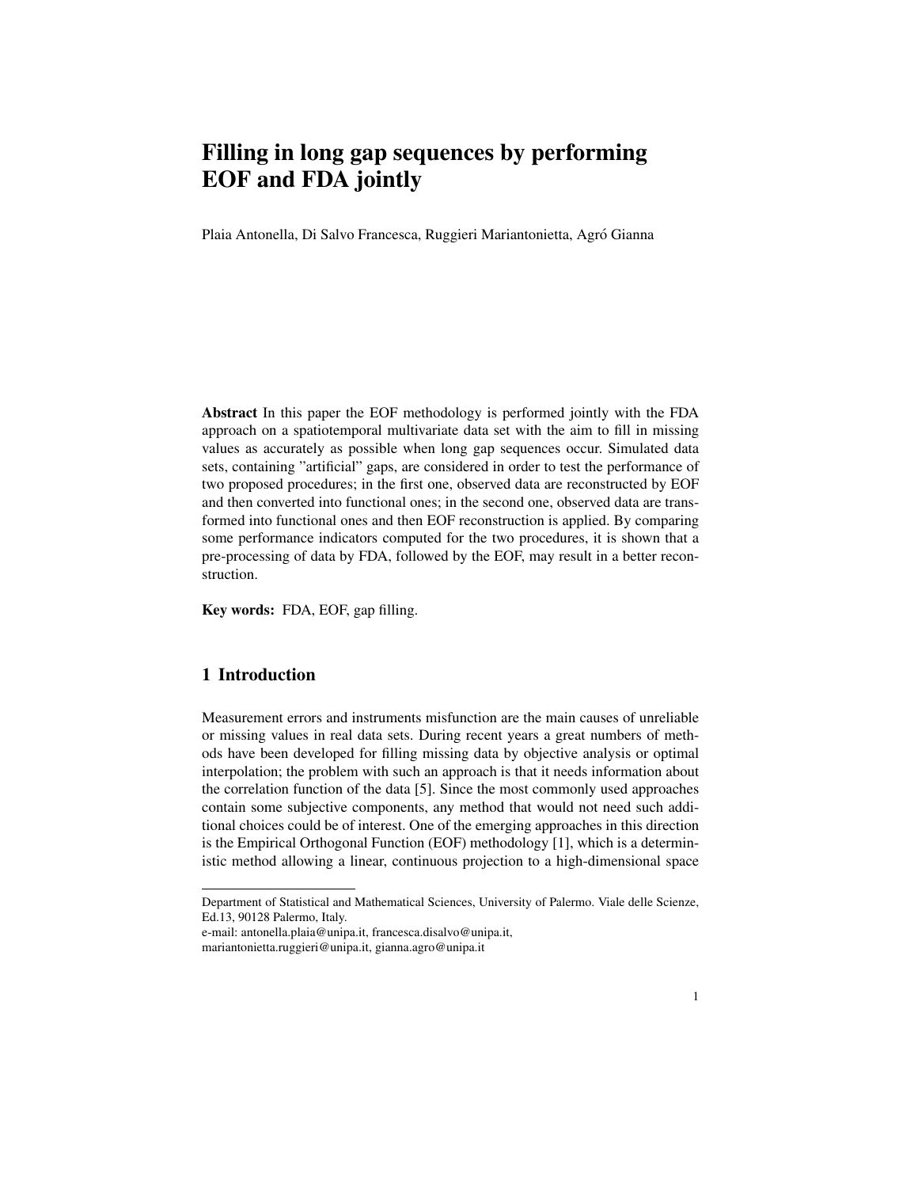# Filling in long gap sequences by performing EOF and FDA jointly

Plaia Antonella, Di Salvo Francesca, Ruggieri Mariantonietta, Agró Gianna

**Abstract** In this paper the EOF methodology is performed jointly with the FDA approach on a spatiotemporal multivariate data set with the aim to fill in missing values as accurately as possible when long gap sequences occur. Simulated data sets, containing "artificial" gaps, are considered in order to test the performance of two proposed procedures; in the first one, observed data are reconstructed by EOF and then converted into functional ones; in the second one, observed data are transformed into functional ones and then EOF reconstruction is applied. By comparing some performance indicators computed for the two procedures, it is shown that a pre-processing of data by FDA, followed by the EOF, may result in a better reconstruction.

**Key words:** FDA, EOF, gap filling.

## 1 Introduction

Measurement errors and instruments misfunction are the main causes of unreliable or missing values in real data sets. During recent years a great numbers of methods have been developed for filling missing data by objective analysis or optimal interpolation; the problem with such an approach is that it needs information about the correlation function of the data [5]. Since the most commonly used approaches contain some subjective components, any method that would not need such additional choices could be of interest. One of the emerging approaches in this direction is the Empirical Orthogonal Function (EOF) methodology [1], which is a deterministic method allowing a linear, continuous projection to a high-dimensional space

Department of Statistical and Mathematical Sciences, University of Palermo. Viale delle Scienze, Ed.13, 90128 Palermo, Italy.
e-mail: antonella.plaia@unipa.it, francesca.disalvo@unipa.it, mariantonietta.ruggieri@unipa.it, gianna.agro@unipa.it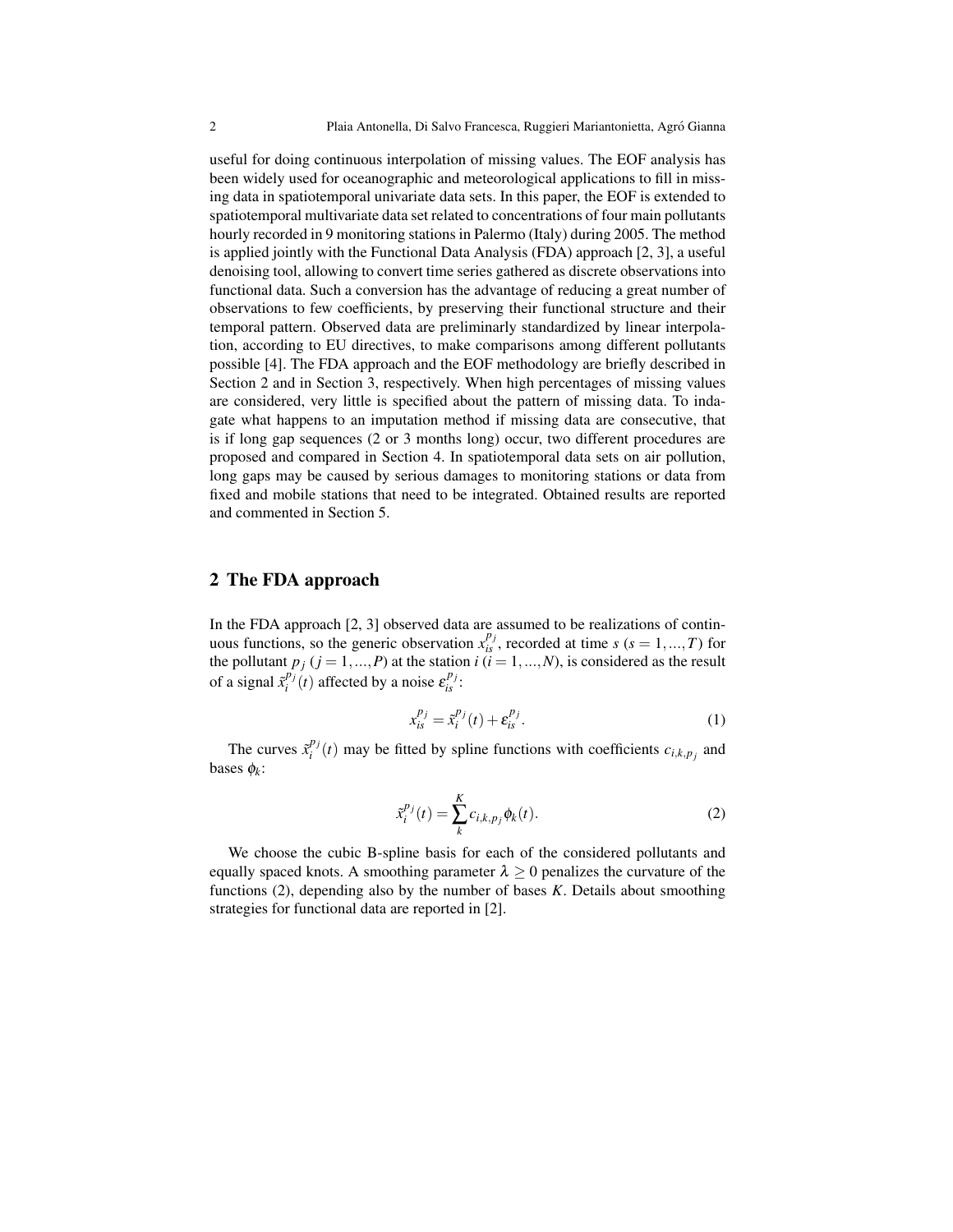useful for doing continuous interpolation of missing values. The EOF analysis has been widely used for oceanographic and meteorological applications to fill in missing data in spatiotemporal univariate data sets. In this paper, the EOF is extended to spatiotemporal multivariate data set related to concentrations of four main pollutants hourly recorded in 9 monitoring stations in Palermo (Italy) during 2005. The method is applied jointly with the Functional Data Analysis (FDA) approach [2, 3], a useful denoising tool, allowing to convert time series gathered as discrete observations into functional data. Such a conversion has the advantage of reducing a great number of observations to few coefficients, by preserving their functional structure and their temporal pattern. Observed data are preliminarly standardized by linear interpolation, according to EU directives, to make comparisons among different pollutants possible [4]. The FDA approach and the EOF methodology are briefly described in Section 2 and in Section 3, respectively. When high percentages of missing values are considered, very little is specified about the pattern of missing data. To indagate what happens to an imputation method if missing data are consecutive, that is if long gap sequences (2 or 3 months long) occur, two different procedures are proposed and compared in Section 4. In spatiotemporal data sets on air pollution, long gaps may be caused by serious damages to monitoring stations or data from fixed and mobile stations that need to be integrated. Obtained results are reported and commented in Section 5.

## 2 The FDA approach

In the FDA approach [2, 3] observed data are assumed to be realizations of continuous functions, so the generic observation $x_{is}^{p_j}$, recorded at time $s$ $(s = 1, ..., T)$ for the pollutant $p_j$ $(j = 1, ..., P)$ at the station $i$ $(i = 1, ..., N)$, is considered as the result of a signal $\tilde{x}_i^{p_j}(t)$ affected by a noise $\varepsilon_{is}^{p_j}$:

$$x_{is}^{p_j} = \tilde{x}_i^{p_j}(t) + \varepsilon_{is}^{p_j}. \tag{1}$$

The curves $\tilde{x}_i^{p_j}(t)$ may be fitted by spline functions with coefficients $c_{i,k,p_j}$ and bases $\phi_k$:

$$\tilde{x}_i^{p_j}(t) = \sum_{k}^{K} c_{i,k,p_j} \phi_k(t). \tag{2}$$

We choose the cubic B-spline basis for each of the considered pollutants and equally spaced knots. A smoothing parameter $\lambda \geq 0$ penalizes the curvature of the functions (2), depending also by the number of bases $K$. Details about smoothing strategies for functional data are reported in [2].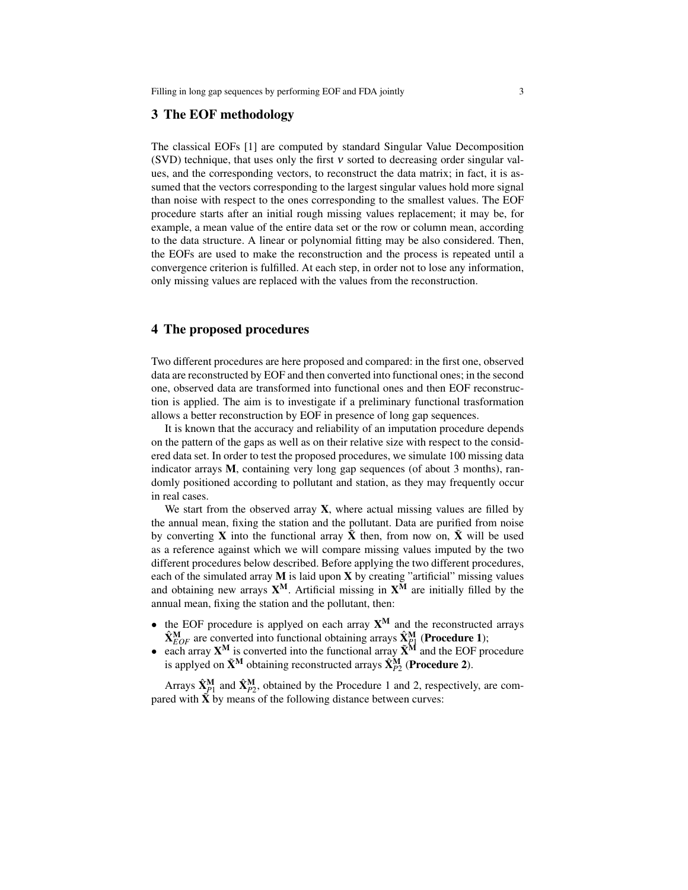## 3 The EOF methodology

The classical EOFs [1] are computed by standard Singular Value Decomposition (SVD) technique, that uses only the first $v$ sorted to decreasing order singular values, and the corresponding vectors, to reconstruct the data matrix; in fact, it is assumed that the vectors corresponding to the largest singular values hold more signal than noise with respect to the ones corresponding to the smallest values. The EOF procedure starts after an initial rough missing values replacement; it may be, for example, a mean value of the entire data set or the row or column mean, according to the data structure. A linear or polynomial fitting may be also considered. Then, the EOFs are used to make the reconstruction and the process is repeated until a convergence criterion is fulfilled. At each step, in order not to lose any information, only missing values are replaced with the values from the reconstruction.

## 4 The proposed procedures

Two different procedures are here proposed and compared: in the first one, observed data are reconstructed by EOF and then converted into functional ones; in the second one, observed data are transformed into functional ones and then EOF reconstruction is applied. The aim is to investigate if a preliminary functional trasformation allows a better reconstruction by EOF in presence of long gap sequences.

It is known that the accuracy and reliability of an imputation procedure depends on the pattern of the gaps as well as on their relative size with respect to the considered data set. In order to test the proposed procedures, we simulate 100 missing data indicator arrays $\mathbf{M}$, containing very long gap sequences (of about 3 months), randomly positioned according to pollutant and station, as they may frequently occur in real cases.

We start from the observed array $\mathbf{X}$, where actual missing values are filled by the annual mean, fixing the station and the pollutant. Data are purified from noise by converting $\mathbf{X}$ into the functional array $\tilde{\mathbf{X}}$ then, from now on, $\tilde{\mathbf{X}}$ will be used as a reference against which we will compare missing values imputed by the two different procedures below described. Before applying the two different procedures, each of the simulated array $\mathbf{M}$ is laid upon $\mathbf{X}$ by creating "artificial" missing values and obtaining new arrays $\mathbf{X}^{\mathbf{M}}$. Artificial missing in $\mathbf{X}^{\mathbf{M}}$ are initially filled by the annual mean, fixing the station and the pollutant, then:

- the EOF procedure is applyed on each array $\mathbf{X}^{\mathbf{M}}$ and the reconstructed arrays $\hat{\mathbf{X}}^{\mathbf{M}}_{EOF}$ are converted into functional obtaining arrays $\hat{\mathbf{X}}^{\mathbf{M}}_{P1}$ (**Procedure 1**);
- each array $\mathbf{X}^{\mathbf{M}}$ is converted into the functional array $\tilde{\mathbf{X}}^{\mathbf{M}}$ and the EOF procedure is applied on $\tilde{\mathbf{X}}^{\mathbf{M}}$ obtaining reconstructed arrays $\hat{\mathbf{X}}^{\mathbf{M}}_{P2}$ (**Procedure 2**).

Arrays $\hat{\mathbf{X}}^{\mathbf{M}}_{P1}$ and $\hat{\mathbf{X}}^{\mathbf{M}}_{P2}$, obtained by the Procedure 1 and 2, respectively, are compared with $\tilde{\mathbf{X}}$ by means of the following distance between curves: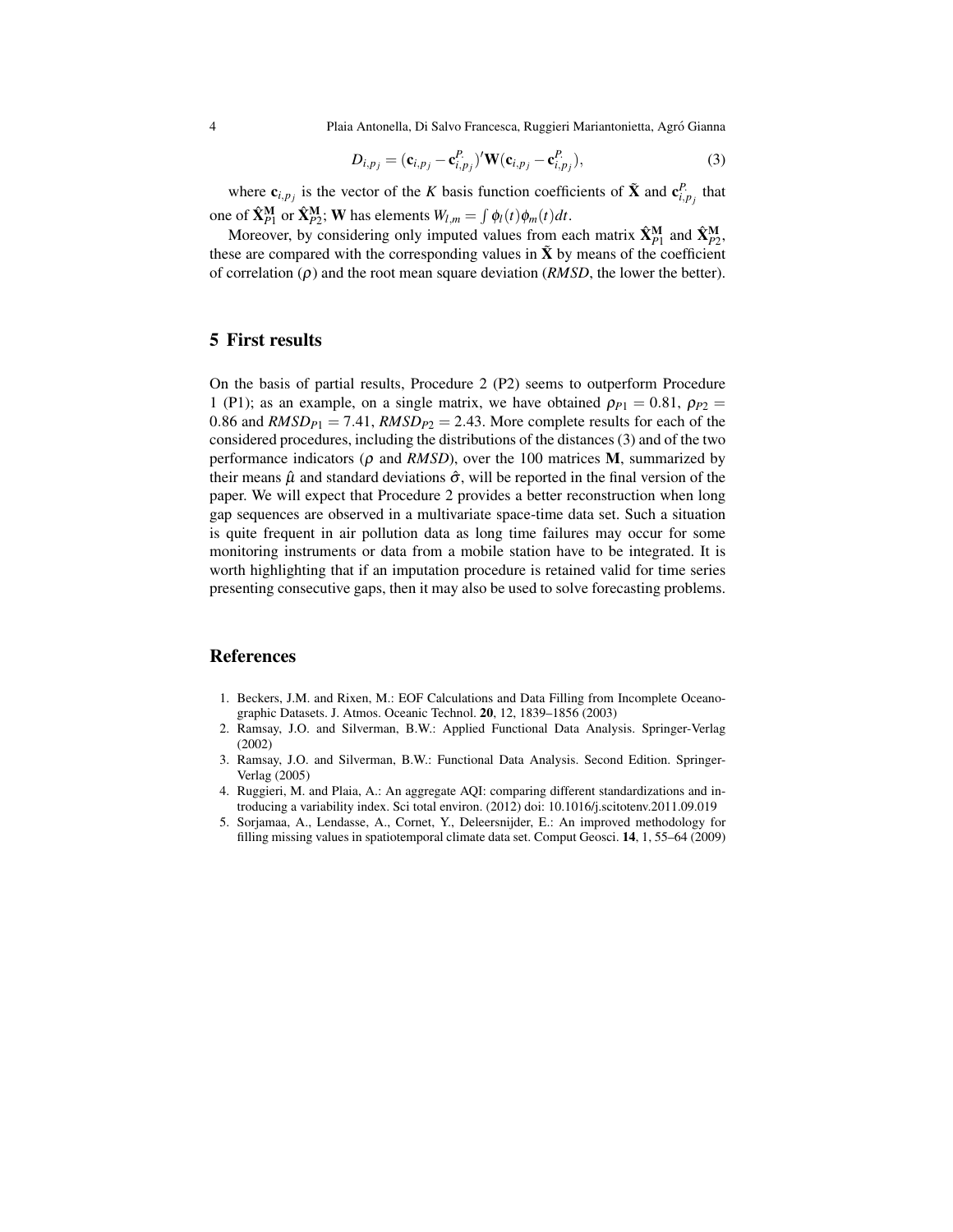$$D_{i,p_j} = (\mathbf{c}_{i,p_j} - \mathbf{c}^{P_\cdot}_{i,p_j})'\mathbf{W}(\mathbf{c}_{i,p_j} - \mathbf{c}^{P_\cdot}_{i,p_j}), \tag{3}$$

where $\mathbf{c}_{i,p_j}$ is the vector of the $K$ basis function coefficients of $\tilde{\mathbf{X}}$ and $\mathbf{c}^{P_\cdot}_{i,p_j}$ that one of $\hat{\mathbf{X}}^{\mathbf{M}}_{P1}$ or $\hat{\mathbf{X}}^{\mathbf{M}}_{P2}$; $\mathbf{W}$ has elements $W_{l,m} = \int \phi_l(t)\phi_m(t)dt$.

Moreover, by considering only imputed values from each matrix $\hat{\mathbf{X}}^{\mathbf{M}}_{P1}$ and $\hat{\mathbf{X}}^{\mathbf{M}}_{P2}$, these are compared with the corresponding values in $\tilde{\mathbf{X}}$ by means of the coefficient of correlation ($\rho$) and the root mean square deviation (*RMSD*, the lower the better).

## 5 First results

On the basis of partial results, Procedure 2 (P2) seems to outperform Procedure 1 (P1); as an example, on a single matrix, we have obtained $\rho_{P1} = 0.81$, $\rho_{P2} = 0.86$ and $RMSD_{P1} = 7.41$, $RMSD_{P2} = 2.43$. More complete results for each of the considered procedures, including the distributions of the distances (3) and of the two performance indicators ($\rho$ and *RMSD*), over the 100 matrices $\mathbf{M}$, summarized by their means $\hat{\mu}$ and standard deviations $\hat{\sigma}$, will be reported in the final version of the paper. We will expect that Procedure 2 provides a better reconstruction when long gap sequences are observed in a multivariate space-time data set. Such a situation is quite frequent in air pollution data as long time failures may occur for some monitoring instruments or data from a mobile station have to be integrated. It is worth highlighting that if an imputation procedure is retained valid for time series presenting consecutive gaps, then it may also be used to solve forecasting problems.

## References

1. Beckers, J.M. and Rixen, M.: EOF Calculations and Data Filling from Incomplete Oceanographic Datasets. J. Atmos. Oceanic Technol. **20**, 12, 1839–1856 (2003)
2. Ramsay, J.O. and Silverman, B.W.: Applied Functional Data Analysis. Springer-Verlag (2002)
3. Ramsay, J.O. and Silverman, B.W.: Functional Data Analysis. Second Edition. Springer-Verlag (2005)
4. Ruggieri, M. and Plaia, A.: An aggregate AQI: comparing different standardizations and introducing a variability index. Sci total environ. (2012) doi: 10.1016/j.scitotenv.2011.09.019
5. Sorjamaa, A., Lendasse, A., Cornet, Y., Deleersnijder, E.: An improved methodology for filling missing values in spatiotemporal climate data set. Comput Geosci. **14**, 1, 55–64 (2009)